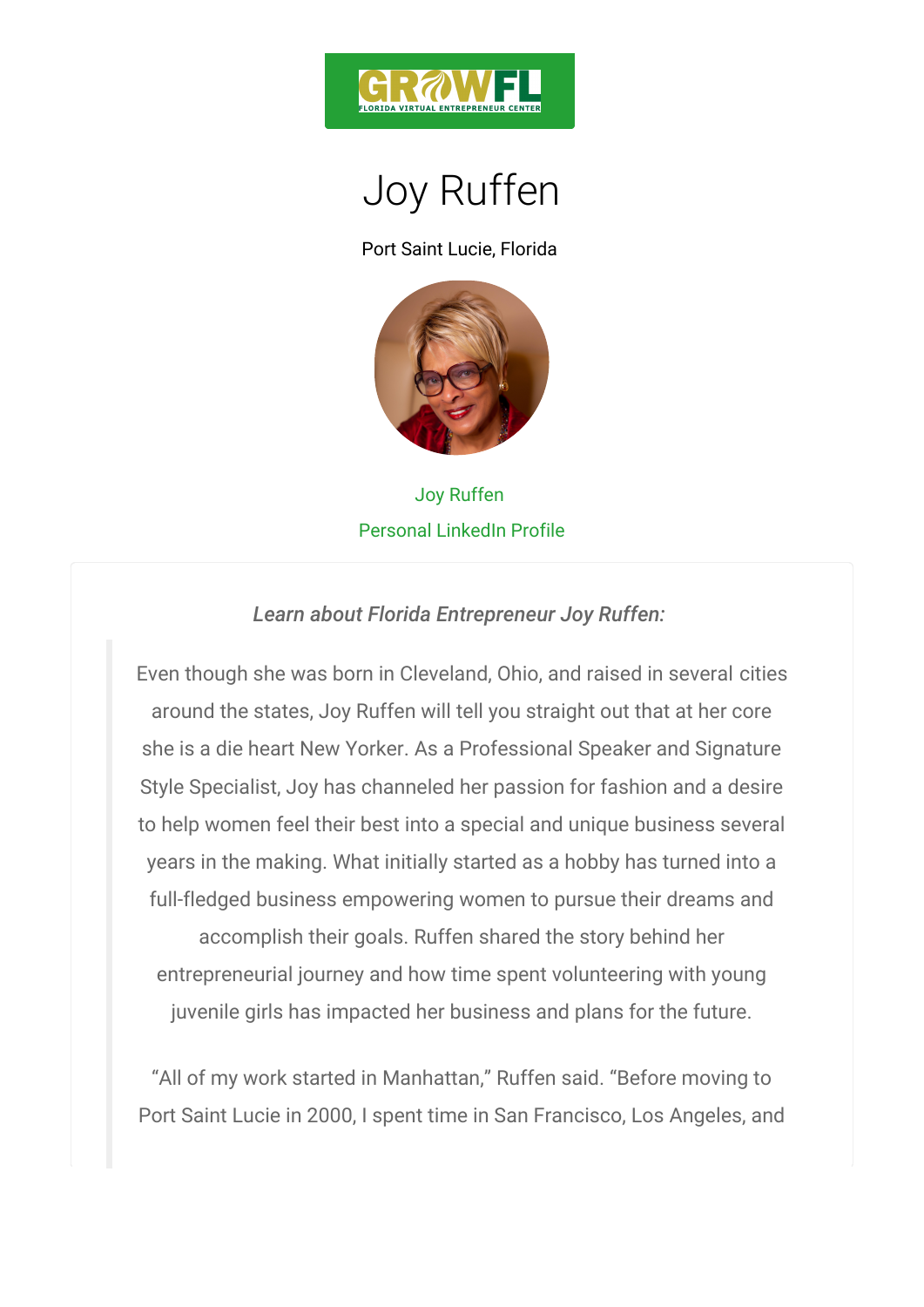GROWFL
FLORIDA VIRTUAL ENTREPRENEUR CENTER

# Joy Ruffen

Port Saint Lucie, Florida

Joy Ruffen

Personal LinkedIn Profile

*Learn about Florida Entrepreneur Joy Ruffen:*

> Even though she was born in Cleveland, Ohio, and raised in several cities around the states, Joy Ruffen will tell you straight out that at her core she is a die heart New Yorker. As a Professional Speaker and Signature Style Specialist, Joy has channeled her passion for fashion and a desire to help women feel their best into a special and unique business several years in the making. What initially started as a hobby has turned into a full-fledged business empowering women to pursue their dreams and accomplish their goals. Ruffen shared the story behind her entrepreneurial journey and how time spent volunteering with young juvenile girls has impacted her business and plans for the future.
>
> "All of my work started in Manhattan," Ruffen said. "Before moving to Port Saint Lucie in 2000, I spent time in San Francisco, Los Angeles, and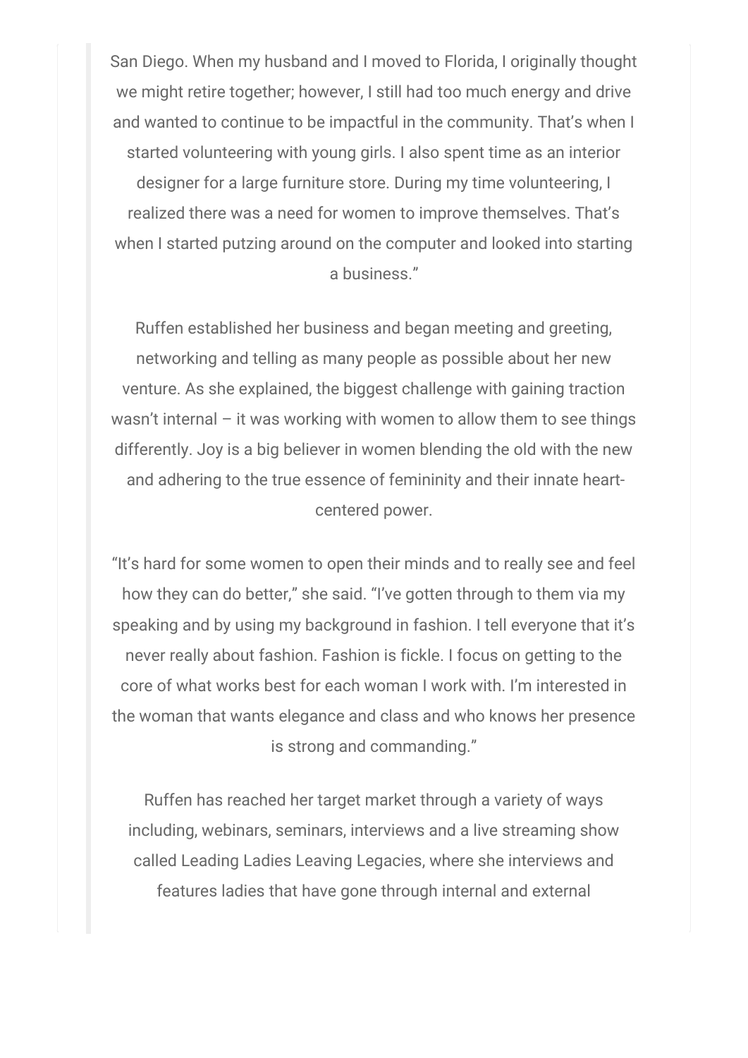San Diego. When my husband and I moved to Florida, I originally thought we might retire together; however, I still had too much energy and drive and wanted to continue to be impactful in the community. That's when I started volunteering with young girls. I also spent time as an interior designer for a large furniture store. During my time volunteering, I realized there was a need for women to improve themselves. That's when I started putzing around on the computer and looked into starting a business."

Ruffen established her business and began meeting and greeting, networking and telling as many people as possible about her new venture. As she explained, the biggest challenge with gaining traction wasn't internal – it was working with women to allow them to see things differently. Joy is a big believer in women blending the old with the new and adhering to the true essence of femininity and their innate heart-centered power.

"It's hard for some women to open their minds and to really see and feel how they can do better," she said. "I've gotten through to them via my speaking and by using my background in fashion. I tell everyone that it's never really about fashion. Fashion is fickle. I focus on getting to the core of what works best for each woman I work with. I'm interested in the woman that wants elegance and class and who knows her presence is strong and commanding."

Ruffen has reached her target market through a variety of ways including, webinars, seminars, interviews and a live streaming show called Leading Ladies Leaving Legacies, where she interviews and features ladies that have gone through internal and external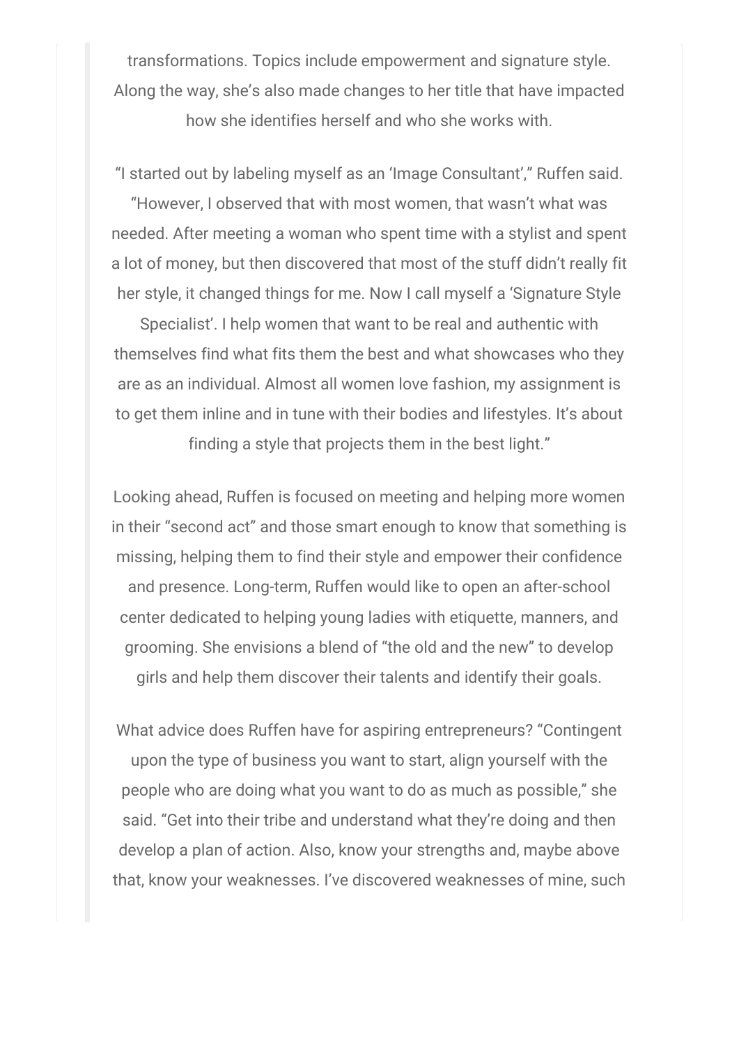transformations. Topics include empowerment and signature style. Along the way, she's also made changes to her title that have impacted how she identifies herself and who she works with.

"I started out by labeling myself as an 'Image Consultant'," Ruffen said. "However, I observed that with most women, that wasn't what was needed. After meeting a woman who spent time with a stylist and spent a lot of money, but then discovered that most of the stuff didn't really fit her style, it changed things for me. Now I call myself a 'Signature Style Specialist'. I help women that want to be real and authentic with themselves find what fits them the best and what showcases who they are as an individual. Almost all women love fashion, my assignment is to get them inline and in tune with their bodies and lifestyles. It's about finding a style that projects them in the best light."

Looking ahead, Ruffen is focused on meeting and helping more women in their "second act" and those smart enough to know that something is missing, helping them to find their style and empower their confidence and presence. Long-term, Ruffen would like to open an after-school center dedicated to helping young ladies with etiquette, manners, and grooming. She envisions a blend of "the old and the new" to develop girls and help them discover their talents and identify their goals.

What advice does Ruffen have for aspiring entrepreneurs? "Contingent upon the type of business you want to start, align yourself with the people who are doing what you want to do as much as possible," she said. "Get into their tribe and understand what they're doing and then develop a plan of action. Also, know your strengths and, maybe above that, know your weaknesses. I've discovered weaknesses of mine, such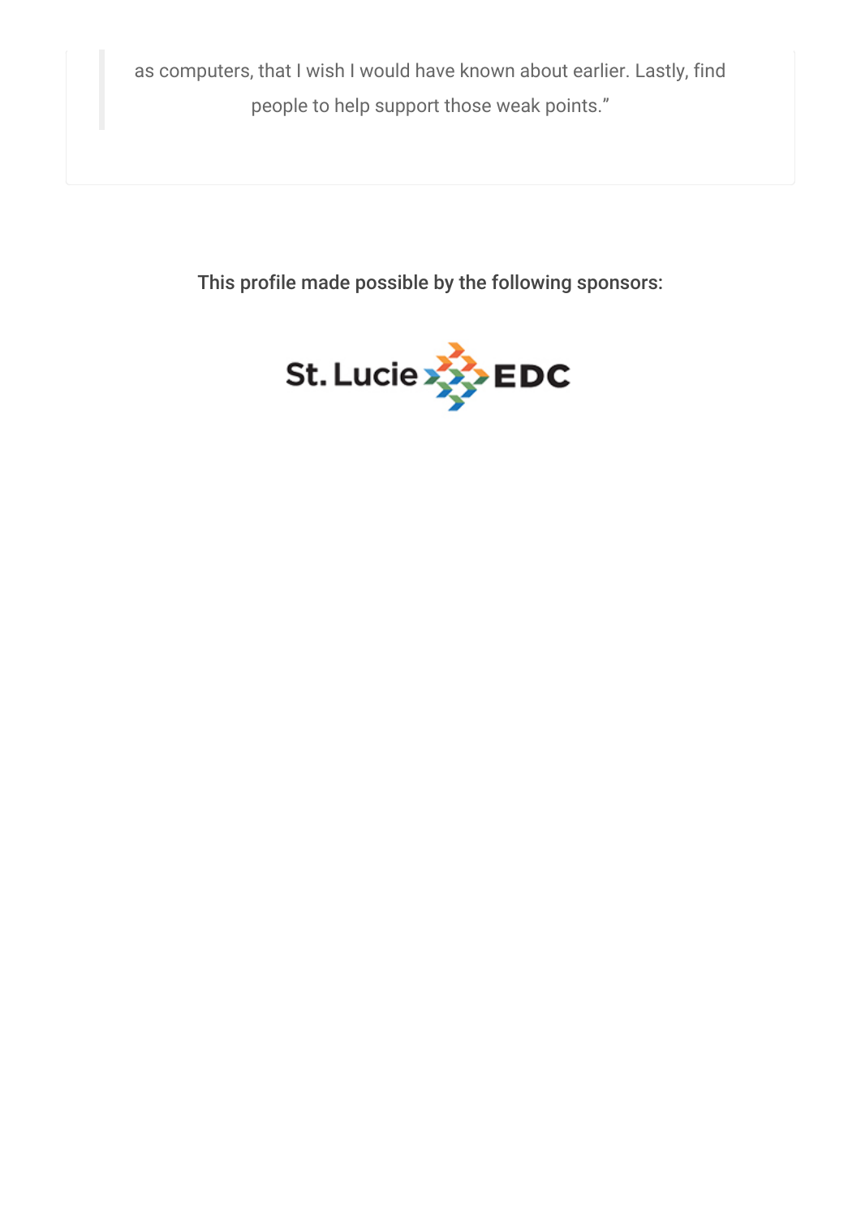> as computers, that I wish I would have known about earlier. Lastly, find people to help support those weak points."

This profile made possible by the following sponsors:

St. Lucie EDC